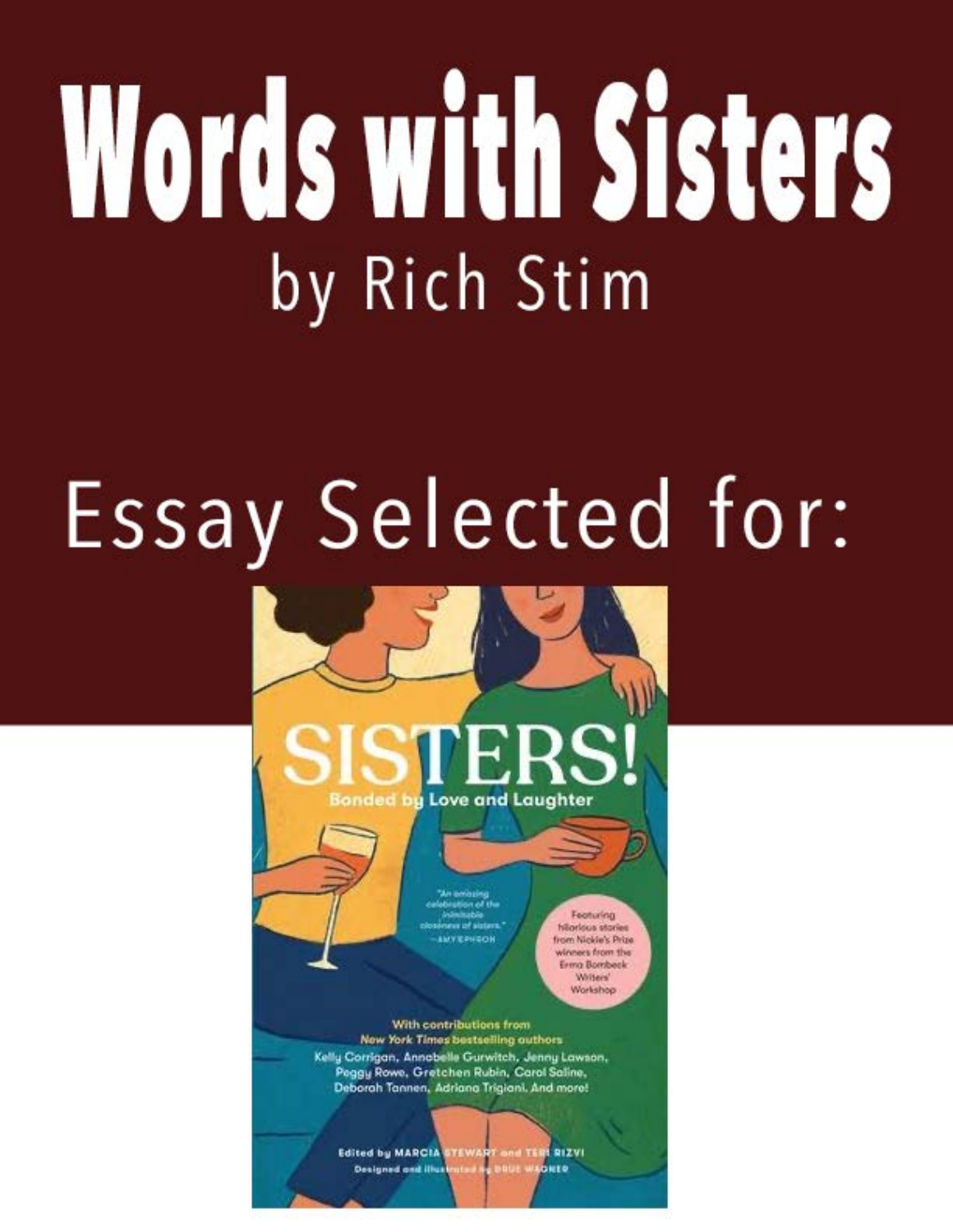# Words with Sisters

by Rich Stim

Essay Selected for:

SISTERS!

Bonded by Love and Laughter

"An amazing celebration of the inimitable closeness of sisters." —AMY EPHRON

Featuring hilarious stories from Nickie's Prize winners from the Erma Bombeck Writers' Workshop

With contributions from *New York Times* bestselling authors

Kelly Corrigan, Annabelle Gurwitch, Jenny Lawson, Peggy Rowe, Gretchen Rubin, Carol Saline, Deborah Tannen, Adriana Trigiani. And more!

Edited by MARCIA STEWART and TERI RIZVI

Designed and illustrated by DRUE WAGNER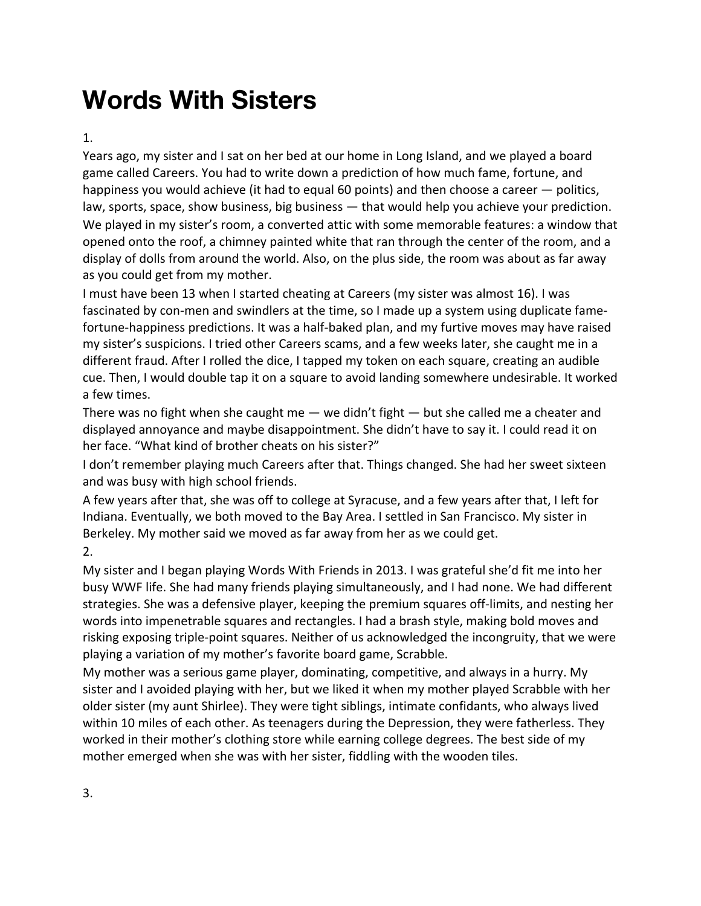# Words With Sisters

1.

Years ago, my sister and I sat on her bed at our home in Long Island, and we played a board game called Careers. You had to write down a prediction of how much fame, fortune, and happiness you would achieve (it had to equal 60 points) and then choose a career — politics, law, sports, space, show business, big business — that would help you achieve your prediction. We played in my sister's room, a converted attic with some memorable features: a window that opened onto the roof, a chimney painted white that ran through the center of the room, and a display of dolls from around the world. Also, on the plus side, the room was about as far away as you could get from my mother.

I must have been 13 when I started cheating at Careers (my sister was almost 16). I was fascinated by con-men and swindlers at the time, so I made up a system using duplicate fame-fortune-happiness predictions. It was a half-baked plan, and my furtive moves may have raised my sister's suspicions. I tried other Careers scams, and a few weeks later, she caught me in a different fraud. After I rolled the dice, I tapped my token on each square, creating an audible cue. Then, I would double tap it on a square to avoid landing somewhere undesirable. It worked a few times.

There was no fight when she caught me — we didn't fight — but she called me a cheater and displayed annoyance and maybe disappointment. She didn't have to say it. I could read it on her face. "What kind of brother cheats on his sister?"

I don't remember playing much Careers after that. Things changed. She had her sweet sixteen and was busy with high school friends.

A few years after that, she was off to college at Syracuse, and a few years after that, I left for Indiana. Eventually, we both moved to the Bay Area. I settled in San Francisco. My sister in Berkeley. My mother said we moved as far away from her as we could get.

2.

My sister and I began playing Words With Friends in 2013. I was grateful she'd fit me into her busy WWF life. She had many friends playing simultaneously, and I had none. We had different strategies. She was a defensive player, keeping the premium squares off-limits, and nesting her words into impenetrable squares and rectangles. I had a brash style, making bold moves and risking exposing triple-point squares. Neither of us acknowledged the incongruity, that we were playing a variation of my mother's favorite board game, Scrabble.

My mother was a serious game player, dominating, competitive, and always in a hurry. My sister and I avoided playing with her, but we liked it when my mother played Scrabble with her older sister (my aunt Shirlee). They were tight siblings, intimate confidants, who always lived within 10 miles of each other. As teenagers during the Depression, they were fatherless. They worked in their mother's clothing store while earning college degrees. The best side of my mother emerged when she was with her sister, fiddling with the wooden tiles.

3.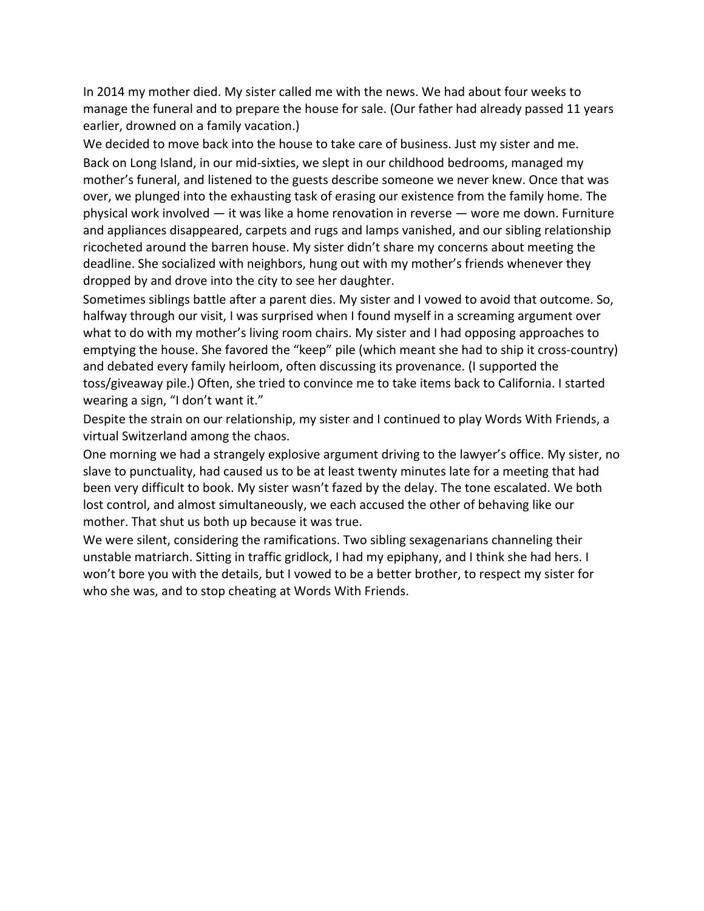In 2014 my mother died. My sister called me with the news. We had about four weeks to manage the funeral and to prepare the house for sale. (Our father had already passed 11 years earlier, drowned on a family vacation.)

We decided to move back into the house to take care of business. Just my sister and me.

Back on Long Island, in our mid-sixties, we slept in our childhood bedrooms, managed my mother's funeral, and listened to the guests describe someone we never knew. Once that was over, we plunged into the exhausting task of erasing our existence from the family home. The physical work involved — it was like a home renovation in reverse — wore me down. Furniture and appliances disappeared, carpets and rugs and lamps vanished, and our sibling relationship ricocheted around the barren house. My sister didn't share my concerns about meeting the deadline. She socialized with neighbors, hung out with my mother's friends whenever they dropped by and drove into the city to see her daughter.

Sometimes siblings battle after a parent dies. My sister and I vowed to avoid that outcome. So, halfway through our visit, I was surprised when I found myself in a screaming argument over what to do with my mother's living room chairs. My sister and I had opposing approaches to emptying the house. She favored the "keep" pile (which meant she had to ship it cross-country) and debated every family heirloom, often discussing its provenance. (I supported the toss/giveaway pile.) Often, she tried to convince me to take items back to California. I started wearing a sign, "I don't want it."

Despite the strain on our relationship, my sister and I continued to play Words With Friends, a virtual Switzerland among the chaos.

One morning we had a strangely explosive argument driving to the lawyer's office. My sister, no slave to punctuality, had caused us to be at least twenty minutes late for a meeting that had been very difficult to book. My sister wasn't fazed by the delay. The tone escalated. We both lost control, and almost simultaneously, we each accused the other of behaving like our mother. That shut us both up because it was true.

We were silent, considering the ramifications. Two sibling sexagenarians channeling their unstable matriarch. Sitting in traffic gridlock, I had my epiphany, and I think she had hers. I won't bore you with the details, but I vowed to be a better brother, to respect my sister for who she was, and to stop cheating at Words With Friends.